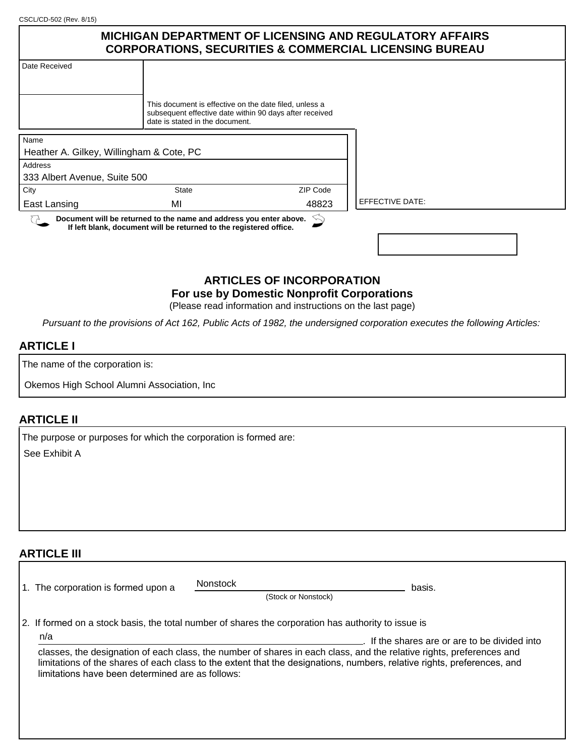CSCL/CD-502 (Rev. 8/15)

**MICHIGAN DEPARTMENT OF LICENSING AND REGULATORY AFFAIRS**
**CORPORATIONS, SECURITIES & COMMERCIAL LICENSING BUREAU**

Date Received

This document is effective on the date filed, unless a subsequent effective date within 90 days after received date is stated in the document.

| Name | | |
|---|---|---|
| Heather A. Gilkey, Willingham & Cote, PC | | |
| Address | | |
| 333 Albert Avenue, Suite 500 | | |
| City | State | ZIP Code |
| East Lansing | MI | 48823 |

EFFECTIVE DATE:

**Document will be returned to the name and address you enter above.**
**If left blank, document will be returned to the registered office.**

## ARTICLES OF INCORPORATION
### For use by Domestic Nonprofit Corporations

(Please read information and instructions on the last page)

*Pursuant to the provisions of Act 162, Public Acts of 1982, the undersigned corporation executes the following Articles:*

## ARTICLE I

The name of the corporation is:

Okemos High School Alumni Association, Inc

## ARTICLE II

The purpose or purposes for which the corporation is formed are:

See Exhibit A

## ARTICLE III

1. The corporation is formed upon a Nonstock basis.
   (Stock or Nonstock)

2. If formed on a stock basis, the total number of shares the corporation has authority to issue is n/a. If the shares are or are to be divided into classes, the designation of each class, the number of shares in each class, and the relative rights, preferences and limitations of the shares of each class to the extent that the designations, numbers, relative rights, preferences, and limitations have been determined are as follows: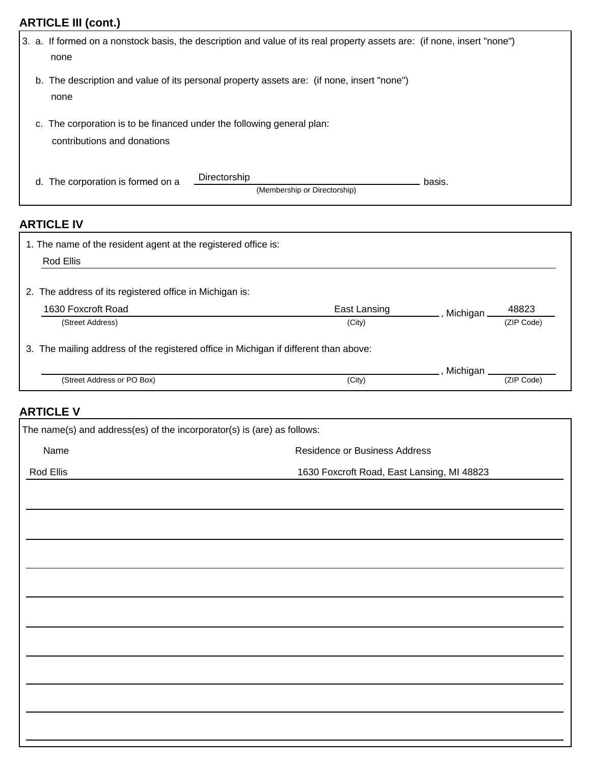## ARTICLE III (cont.)

3. a. If formed on a nonstock basis, the description and value of its real property assets are: (if none, insert "none")

   none

   b. The description and value of its personal property assets are: (if none, insert "none")

   none

   c. The corporation is to be financed under the following general plan:

   contributions and donations

   d. The corporation is formed on a Directorship basis.
   (Membership or Directorship)

## ARTICLE IV

1. The name of the resident agent at the registered office is:

   Rod Ellis

2. The address of its registered office in Michigan is:

   1630 Foxcroft Road (Street Address), East Lansing (City), Michigan 48823 (ZIP Code)

3. The mailing address of the registered office in Michigan if different than above:

   ______ (Street Address or PO Box), ______ (City), Michigan ______ (ZIP Code)

## ARTICLE V

The name(s) and address(es) of the incorporator(s) is (are) as follows:

| Name | Residence or Business Address |
| --- | --- |
| Rod Ellis | 1630 Foxcroft Road, East Lansing, MI 48823 |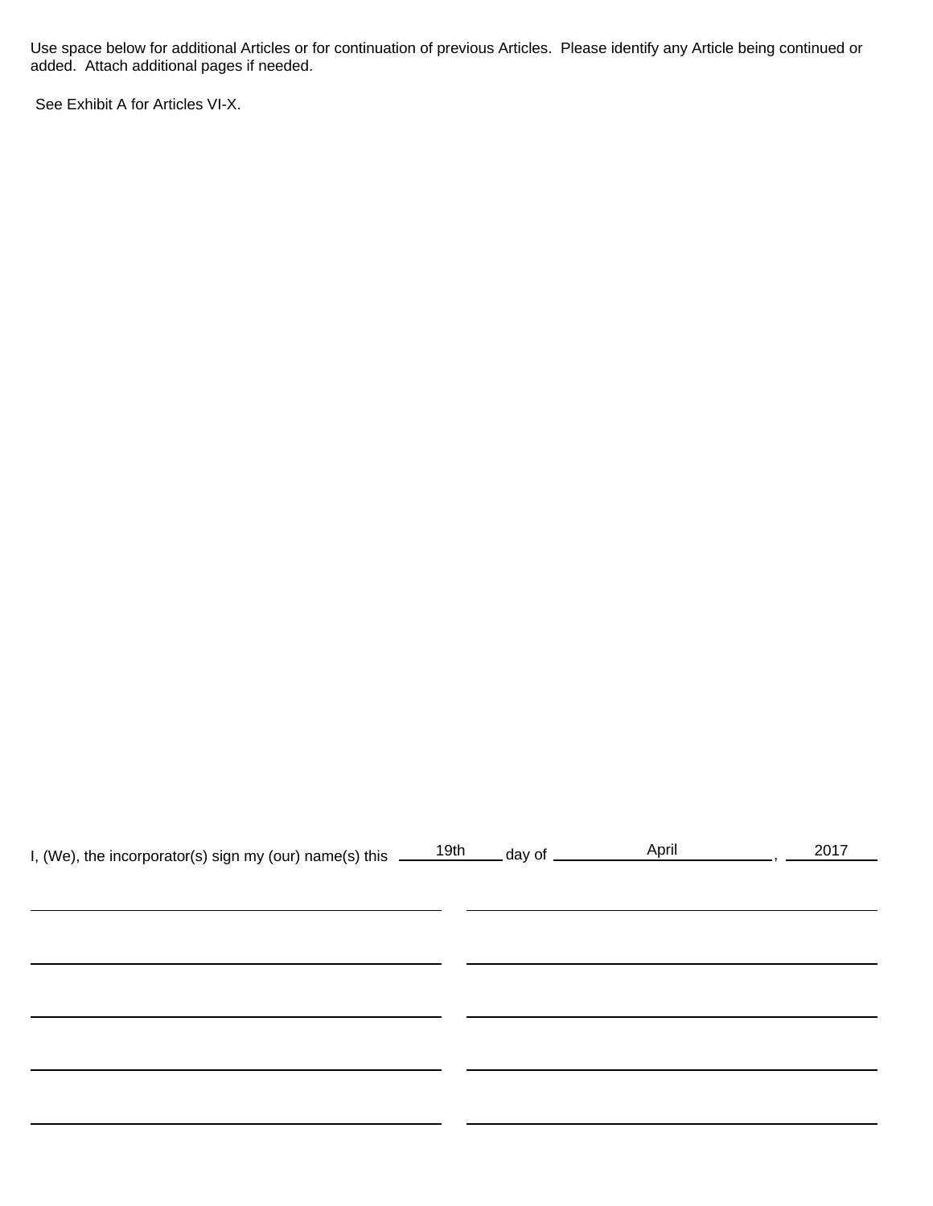Use space below for additional Articles or for continuation of previous Articles. Please identify any Article being continued or added. Attach additional pages if needed.

See Exhibit A for Articles VI-X.

I, (We), the incorporator(s) sign my (our) name(s) this 19th day of April, 2017

_______________________________ _______________________________

_______________________________ _______________________________

_______________________________ _______________________________

_______________________________ _______________________________

_______________________________ _______________________________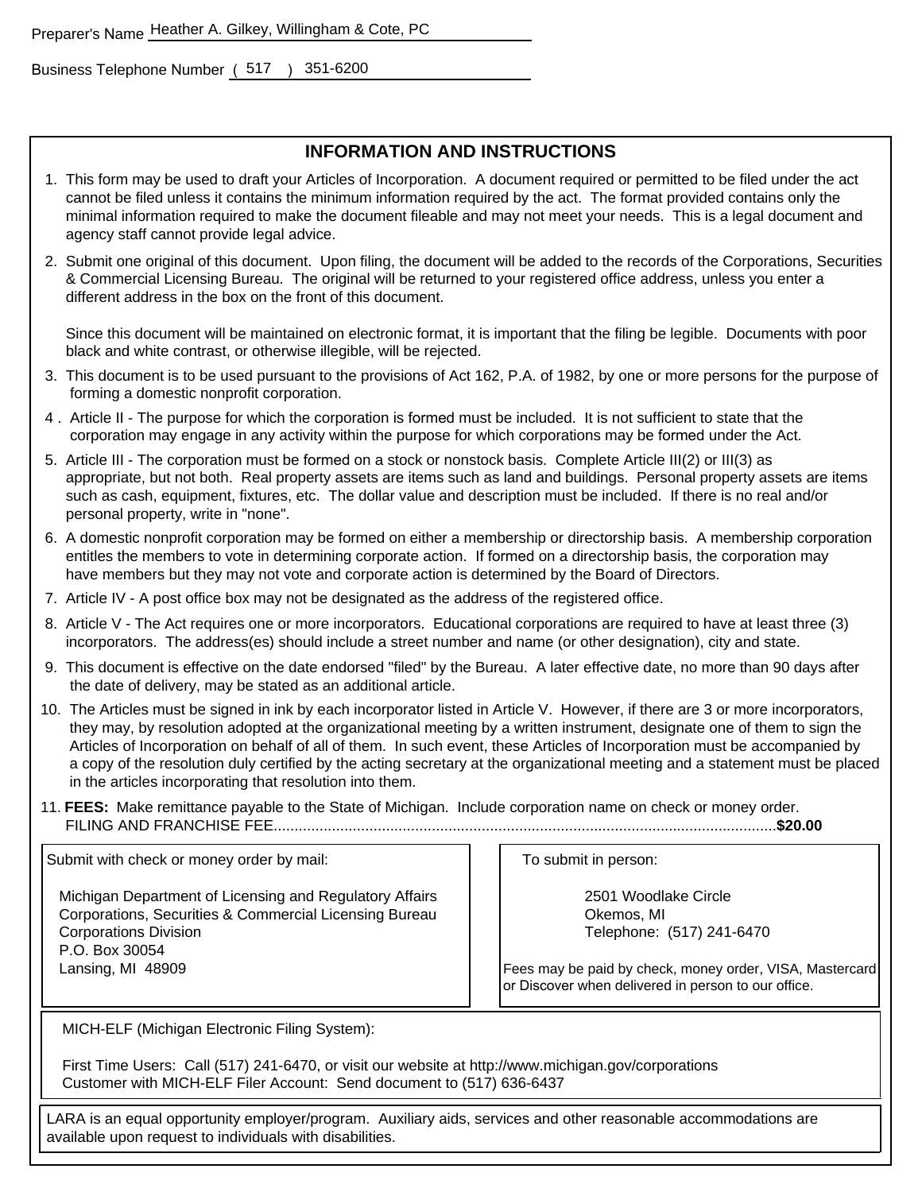Preparer's Name Heather A. Gilkey, Willingham & Cote, PC

Business Telephone Number ( 517 ) 351-6200

## INFORMATION AND INSTRUCTIONS

1. This form may be used to draft your Articles of Incorporation. A document required or permitted to be filed under the act cannot be filed unless it contains the minimum information required by the act. The format provided contains only the minimal information required to make the document fileable and may not meet your needs. This is a legal document and agency staff cannot provide legal advice.

2. Submit one original of this document. Upon filing, the document will be added to the records of the Corporations, Securities & Commercial Licensing Bureau. The original will be returned to your registered office address, unless you enter a different address in the box on the front of this document.

   Since this document will be maintained on electronic format, it is important that the filing be legible. Documents with poor black and white contrast, or otherwise illegible, will be rejected.

3. This document is to be used pursuant to the provisions of Act 162, P.A. of 1982, by one or more persons for the purpose of forming a domestic nonprofit corporation.

4. Article II - The purpose for which the corporation is formed must be included. It is not sufficient to state that the corporation may engage in any activity within the purpose for which corporations may be formed under the Act.

5. Article III - The corporation must be formed on a stock or nonstock basis. Complete Article III(2) or III(3) as appropriate, but not both. Real property assets are items such as land and buildings. Personal property assets are items such as cash, equipment, fixtures, etc. The dollar value and description must be included. If there is no real and/or personal property, write in "none".

6. A domestic nonprofit corporation may be formed on either a membership or directorship basis. A membership corporation entitles the members to vote in determining corporate action. If formed on a directorship basis, the corporation may have members but they may not vote and corporate action is determined by the Board of Directors.

7. Article IV - A post office box may not be designated as the address of the registered office.

8. Article V - The Act requires one or more incorporators. Educational corporations are required to have at least three (3) incorporators. The address(es) should include a street number and name (or other designation), city and state.

9. This document is effective on the date endorsed "filed" by the Bureau. A later effective date, no more than 90 days after the date of delivery, may be stated as an additional article.

10. The Articles must be signed in ink by each incorporator listed in Article V. However, if there are 3 or more incorporators, they may, by resolution adopted at the organizational meeting by a written instrument, designate one of them to sign the Articles of Incorporation on behalf of all of them. In such event, these Articles of Incorporation must be accompanied by a copy of the resolution duly certified by the acting secretary at the organizational meeting and a statement must be placed in the articles incorporating that resolution into them.

11. **FEES:** Make remittance payable to the State of Michigan. Include corporation name on check or money order.
    FILING AND FRANCHISE FEE........................................................................................................................**$20.00**

Submit with check or money order by mail:

Michigan Department of Licensing and Regulatory Affairs
Corporations, Securities & Commercial Licensing Bureau
Corporations Division
P.O. Box 30054
Lansing, MI 48909

To submit in person:

2501 Woodlake Circle
Okemos, MI
Telephone: (517) 241-6470

Fees may be paid by check, money order, VISA, Mastercard or Discover when delivered in person to our office.

MICH-ELF (Michigan Electronic Filing System):

First Time Users: Call (517) 241-6470, or visit our website at http://www.michigan.gov/corporations
Customer with MICH-ELF Filer Account: Send document to (517) 636-6437

LARA is an equal opportunity employer/program. Auxiliary aids, services and other reasonable accommodations are available upon request to individuals with disabilities.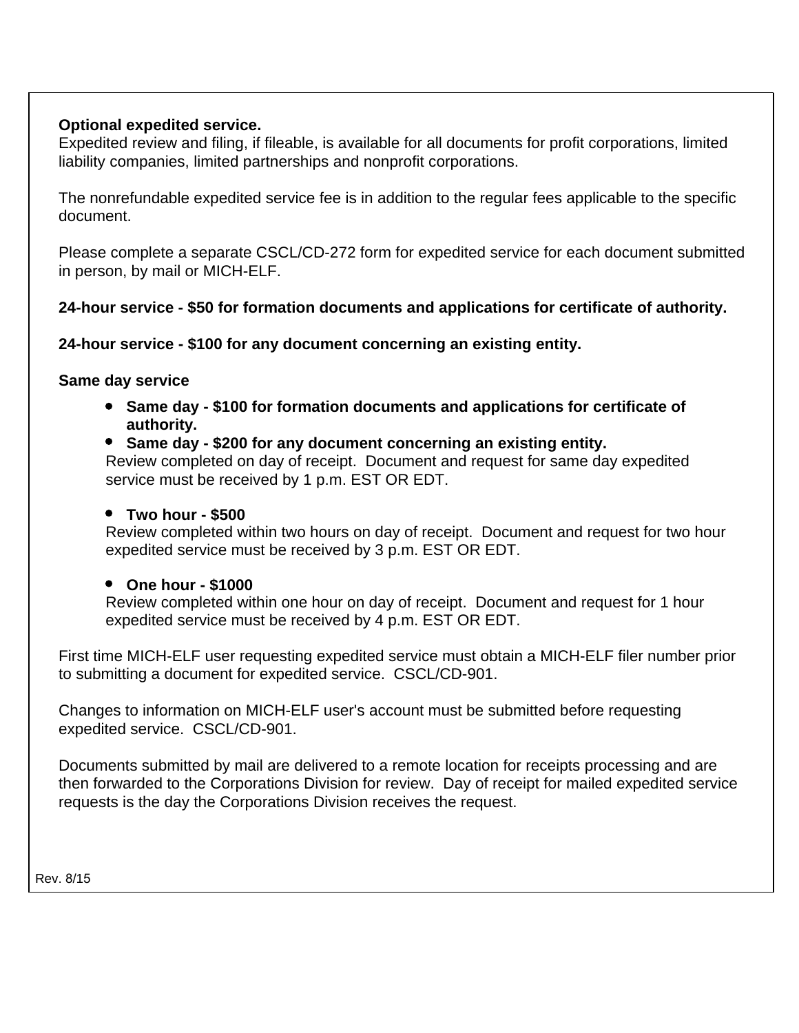**Optional expedited service.**

Expedited review and filing, if fileable, is available for all documents for profit corporations, limited liability companies, limited partnerships and nonprofit corporations.

The nonrefundable expedited service fee is in addition to the regular fees applicable to the specific document.

Please complete a separate CSCL/CD-272 form for expedited service for each document submitted in person, by mail or MICH-ELF.

**24-hour service - $50 for formation documents and applications for certificate of authority.**

**24-hour service - $100 for any document concerning an existing entity.**

**Same day service**

- **Same day - $100 for formation documents and applications for certificate of authority.**
- **Same day - $200 for any document concerning an existing entity.**

  Review completed on day of receipt. Document and request for same day expedited service must be received by 1 p.m. EST OR EDT.

- **Two hour - $500**

  Review completed within two hours on day of receipt. Document and request for two hour expedited service must be received by 3 p.m. EST OR EDT.

- **One hour - $1000**

  Review completed within one hour on day of receipt. Document and request for 1 hour expedited service must be received by 4 p.m. EST OR EDT.

First time MICH-ELF user requesting expedited service must obtain a MICH-ELF filer number prior to submitting a document for expedited service. CSCL/CD-901.

Changes to information on MICH-ELF user's account must be submitted before requesting expedited service. CSCL/CD-901.

Documents submitted by mail are delivered to a remote location for receipts processing and are then forwarded to the Corporations Division for review. Day of receipt for mailed expedited service requests is the day the Corporations Division receives the request.

Rev. 8/15